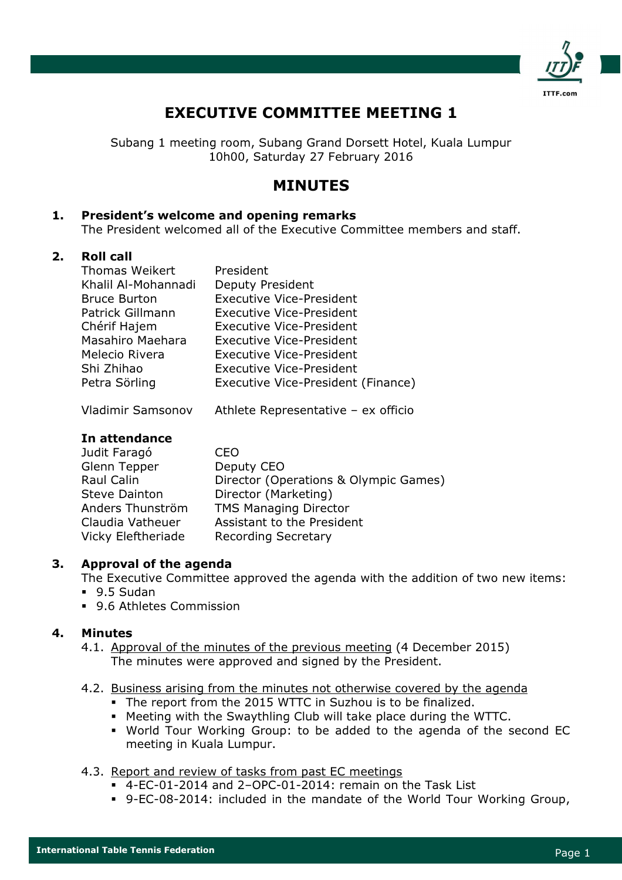# EXECUTIVE COMMITTEE MEETING 1

Subang 1 meeting room, Subang Grand Dorsett Hotel, Kuala Lumpur
10h00, Saturday 27 February 2016

## MINUTES

### 1. President's welcome and opening remarks

The President welcomed all of the Executive Committee members and staff.

### 2. Roll call

| | |
|---|---|
| Thomas Weikert | President |
| Khalil Al-Mohannadi | Deputy President |
| Bruce Burton | Executive Vice-President |
| Patrick Gillmann | Executive Vice-President |
| Chérif Hajem | Executive Vice-President |
| Masahiro Maehara | Executive Vice-President |
| Melecio Rivera | Executive Vice-President |
| Shi Zhihao | Executive Vice-President |
| Petra Sörling | Executive Vice-President (Finance) |
| Vladimir Samsonov | Athlete Representative – ex officio |

**In attendance**

| | |
|---|---|
| Judit Faragó | CEO |
| Glenn Tepper | Deputy CEO |
| Raul Calin | Director (Operations & Olympic Games) |
| Steve Dainton | Director (Marketing) |
| Anders Thunström | TMS Managing Director |
| Claudia Vatheuer | Assistant to the President |
| Vicky Eleftheriade | Recording Secretary |

### 3. Approval of the agenda

The Executive Committee approved the agenda with the addition of two new items:

- 9.5 Sudan
- 9.6 Athletes Commission

### 4. Minutes

4.1. Approval of the minutes of the previous meeting (4 December 2015)
The minutes were approved and signed by the President.

4.2. Business arising from the minutes not otherwise covered by the agenda

- The report from the 2015 WTTC in Suzhou is to be finalized.
- Meeting with the Swaythling Club will take place during the WTTC.
- World Tour Working Group: to be added to the agenda of the second EC meeting in Kuala Lumpur.

4.3. Report and review of tasks from past EC meetings

- 4-EC-01-2014 and 2–OPC-01-2014: remain on the Task List
- 9-EC-08-2014: included in the mandate of the World Tour Working Group,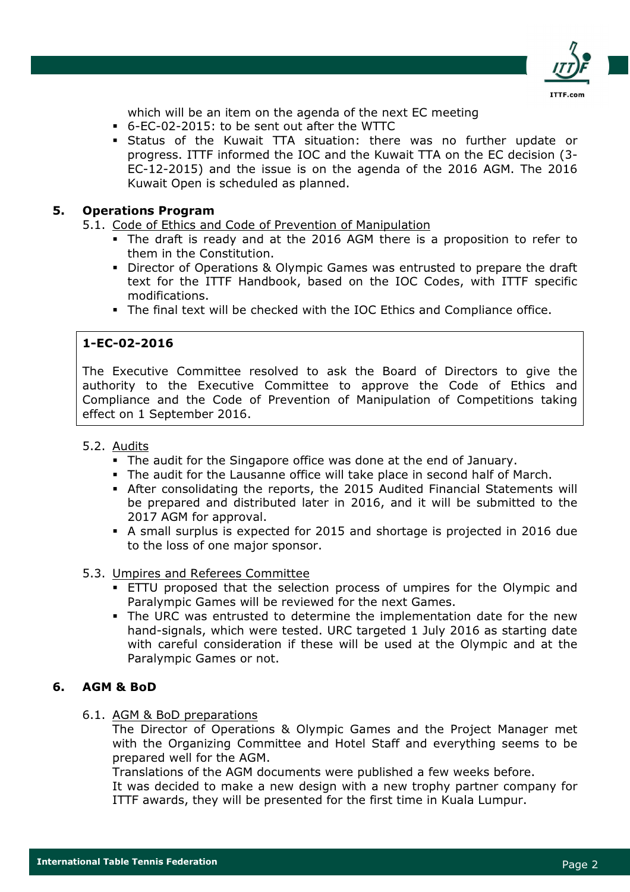which will be an item on the agenda of the next EC meeting

- 6-EC-02-2015: to be sent out after the WTTC
- Status of the Kuwait TTA situation: there was no further update or progress. ITTF informed the IOC and the Kuwait TTA on the EC decision (3-EC-12-2015) and the issue is on the agenda of the 2016 AGM. The 2016 Kuwait Open is scheduled as planned.

## 5. Operations Program

5.1. Code of Ethics and Code of Prevention of Manipulation

- The draft is ready and at the 2016 AGM there is a proposition to refer to them in the Constitution.
- Director of Operations & Olympic Games was entrusted to prepare the draft text for the ITTF Handbook, based on the IOC Codes, with ITTF specific modifications.
- The final text will be checked with the IOC Ethics and Compliance office.

**1-EC-02-2016**

The Executive Committee resolved to ask the Board of Directors to give the authority to the Executive Committee to approve the Code of Ethics and Compliance and the Code of Prevention of Manipulation of Competitions taking effect on 1 September 2016.

5.2. Audits

- The audit for the Singapore office was done at the end of January.
- The audit for the Lausanne office will take place in second half of March.
- After consolidating the reports, the 2015 Audited Financial Statements will be prepared and distributed later in 2016, and it will be submitted to the 2017 AGM for approval.
- A small surplus is expected for 2015 and shortage is projected in 2016 due to the loss of one major sponsor.

5.3. Umpires and Referees Committee

- ETTU proposed that the selection process of umpires for the Olympic and Paralympic Games will be reviewed for the next Games.
- The URC was entrusted to determine the implementation date for the new hand-signals, which were tested. URC targeted 1 July 2016 as starting date with careful consideration if these will be used at the Olympic and at the Paralympic Games or not.

## 6. AGM & BoD

6.1. AGM & BoD preparations

The Director of Operations & Olympic Games and the Project Manager met with the Organizing Committee and Hotel Staff and everything seems to be prepared well for the AGM.

Translations of the AGM documents were published a few weeks before.

It was decided to make a new design with a new trophy partner company for ITTF awards, they will be presented for the first time in Kuala Lumpur.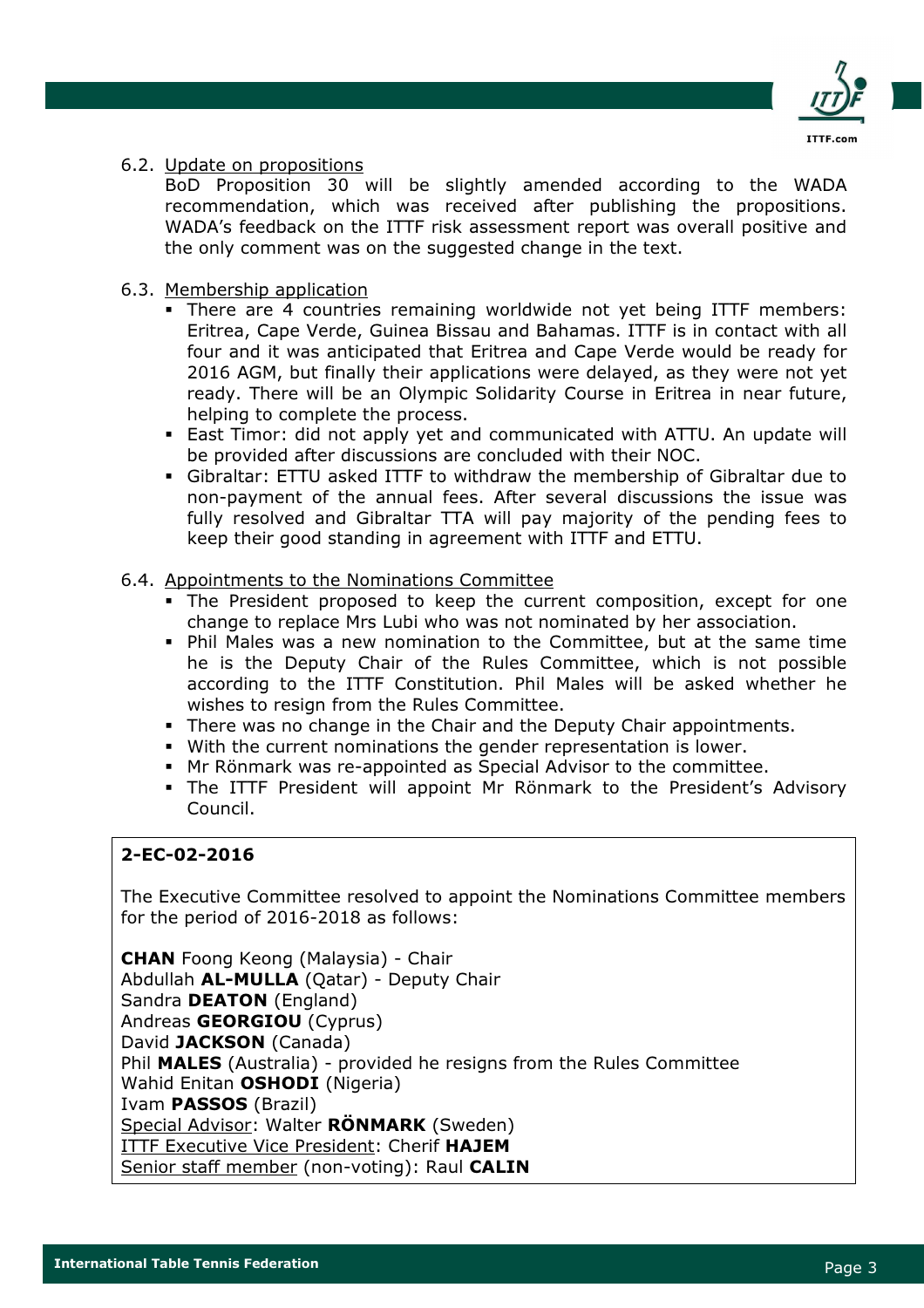6.2. Update on propositions

BoD Proposition 30 will be slightly amended according to the WADA recommendation, which was received after publishing the propositions. WADA's feedback on the ITTF risk assessment report was overall positive and the only comment was on the suggested change in the text.

6.3. Membership application

- There are 4 countries remaining worldwide not yet being ITTF members: Eritrea, Cape Verde, Guinea Bissau and Bahamas. ITTF is in contact with all four and it was anticipated that Eritrea and Cape Verde would be ready for 2016 AGM, but finally their applications were delayed, as they were not yet ready. There will be an Olympic Solidarity Course in Eritrea in near future, helping to complete the process.
- East Timor: did not apply yet and communicated with ATTU. An update will be provided after discussions are concluded with their NOC.
- Gibraltar: ETTU asked ITTF to withdraw the membership of Gibraltar due to non-payment of the annual fees. After several discussions the issue was fully resolved and Gibraltar TTA will pay majority of the pending fees to keep their good standing in agreement with ITTF and ETTU.

6.4. Appointments to the Nominations Committee

- The President proposed to keep the current composition, except for one change to replace Mrs Lubi who was not nominated by her association.
- Phil Males was a new nomination to the Committee, but at the same time he is the Deputy Chair of the Rules Committee, which is not possible according to the ITTF Constitution. Phil Males will be asked whether he wishes to resign from the Rules Committee.
- There was no change in the Chair and the Deputy Chair appointments.
- With the current nominations the gender representation is lower.
- Mr Rönmark was re-appointed as Special Advisor to the committee.
- The ITTF President will appoint Mr Rönmark to the President's Advisory Council.

**2-EC-02-2016**

The Executive Committee resolved to appoint the Nominations Committee members for the period of 2016-2018 as follows:

**CHAN** Foong Keong (Malaysia) - Chair
Abdullah **AL-MULLA** (Qatar) - Deputy Chair
Sandra **DEATON** (England)
Andreas **GEORGIOU** (Cyprus)
David **JACKSON** (Canada)
Phil **MALES** (Australia) - provided he resigns from the Rules Committee
Wahid Enitan **OSHODI** (Nigeria)
Ivam **PASSOS** (Brazil)
Special Advisor: Walter **RÖNMARK** (Sweden)
ITTF Executive Vice President: Cherif **HAJEM**
Senior staff member (non-voting): Raul **CALIN**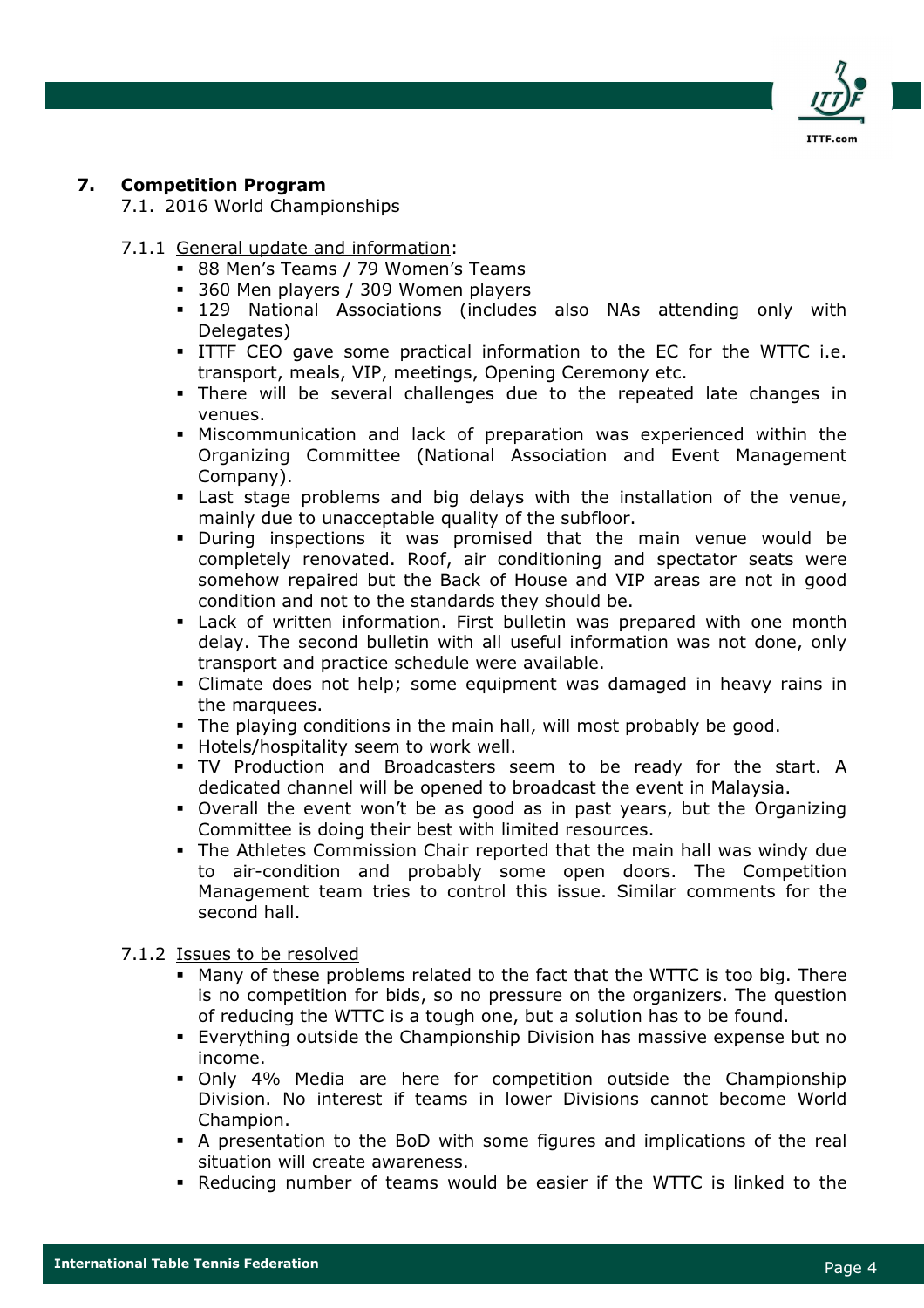## 7. Competition Program

7.1. 2016 World Championships

7.1.1 General update and information:

- 88 Men's Teams / 79 Women's Teams
- 360 Men players / 309 Women players
- 129 National Associations (includes also NAs attending only with Delegates)
- ITTF CEO gave some practical information to the EC for the WTTC i.e. transport, meals, VIP, meetings, Opening Ceremony etc.
- There will be several challenges due to the repeated late changes in venues.
- Miscommunication and lack of preparation was experienced within the Organizing Committee (National Association and Event Management Company).
- Last stage problems and big delays with the installation of the venue, mainly due to unacceptable quality of the subfloor.
- During inspections it was promised that the main venue would be completely renovated. Roof, air conditioning and spectator seats were somehow repaired but the Back of House and VIP areas are not in good condition and not to the standards they should be.
- Lack of written information. First bulletin was prepared with one month delay. The second bulletin with all useful information was not done, only transport and practice schedule were available.
- Climate does not help; some equipment was damaged in heavy rains in the marquees.
- The playing conditions in the main hall, will most probably be good.
- Hotels/hospitality seem to work well.
- TV Production and Broadcasters seem to be ready for the start. A dedicated channel will be opened to broadcast the event in Malaysia.
- Overall the event won't be as good as in past years, but the Organizing Committee is doing their best with limited resources.
- The Athletes Commission Chair reported that the main hall was windy due to air-condition and probably some open doors. The Competition Management team tries to control this issue. Similar comments for the second hall.

7.1.2 Issues to be resolved

- Many of these problems related to the fact that the WTTC is too big. There is no competition for bids, so no pressure on the organizers. The question of reducing the WTTC is a tough one, but a solution has to be found.
- Everything outside the Championship Division has massive expense but no income.
- Only 4% Media are here for competition outside the Championship Division. No interest if teams in lower Divisions cannot become World Champion.
- A presentation to the BoD with some figures and implications of the real situation will create awareness.
- Reducing number of teams would be easier if the WTTC is linked to the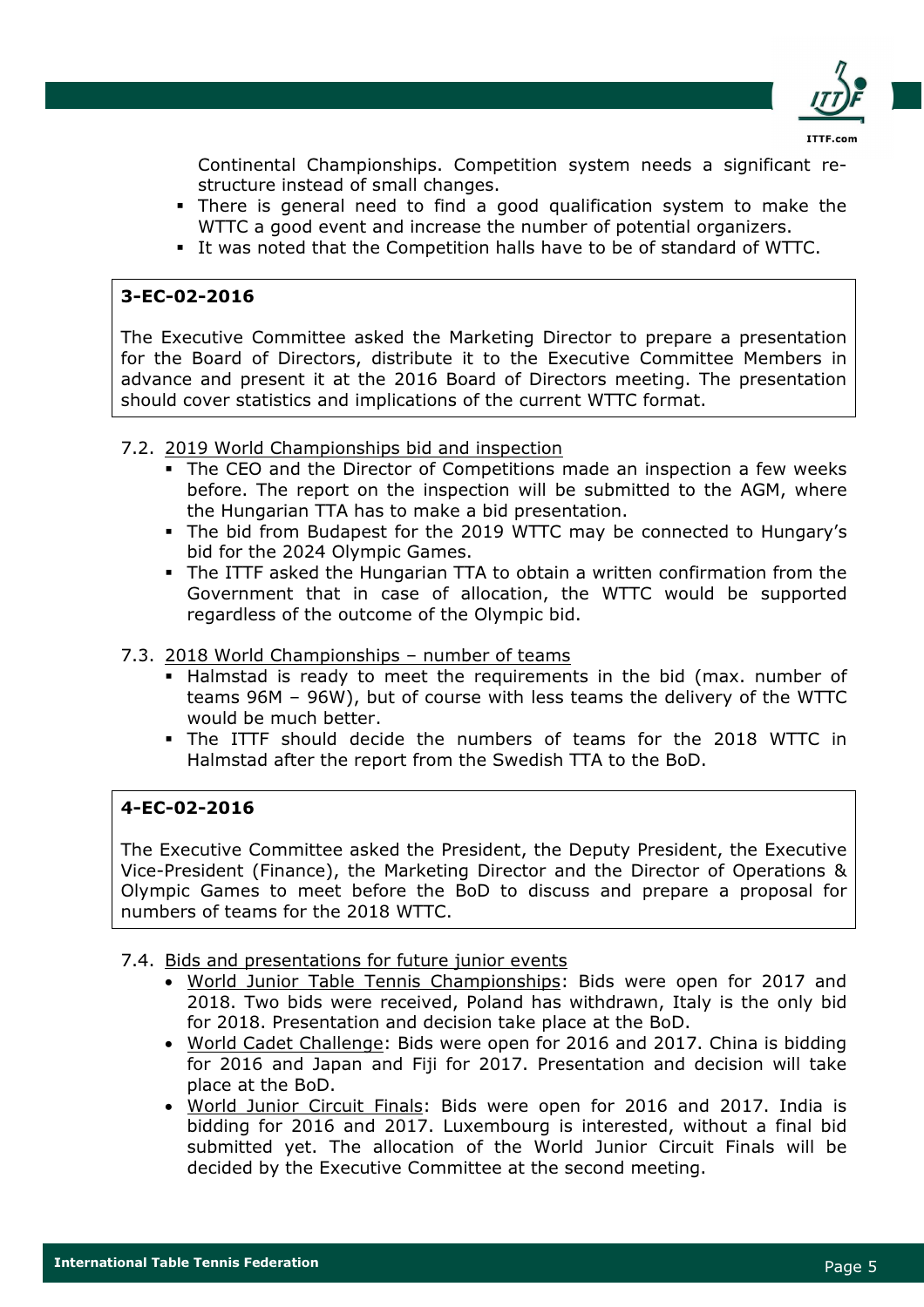Continental Championships. Competition system needs a significant re-structure instead of small changes.

- There is general need to find a good qualification system to make the WTTC a good event and increase the number of potential organizers.
- It was noted that the Competition halls have to be of standard of WTTC.

> **3-EC-02-2016**
>
> The Executive Committee asked the Marketing Director to prepare a presentation for the Board of Directors, distribute it to the Executive Committee Members in advance and present it at the 2016 Board of Directors meeting. The presentation should cover statistics and implications of the current WTTC format.

7.2. 2019 World Championships bid and inspection

- The CEO and the Director of Competitions made an inspection a few weeks before. The report on the inspection will be submitted to the AGM, where the Hungarian TTA has to make a bid presentation.
- The bid from Budapest for the 2019 WTTC may be connected to Hungary's bid for the 2024 Olympic Games.
- The ITTF asked the Hungarian TTA to obtain a written confirmation from the Government that in case of allocation, the WTTC would be supported regardless of the outcome of the Olympic bid.

7.3. 2018 World Championships – number of teams

- Halmstad is ready to meet the requirements in the bid (max. number of teams 96M – 96W), but of course with less teams the delivery of the WTTC would be much better.
- The ITTF should decide the numbers of teams for the 2018 WTTC in Halmstad after the report from the Swedish TTA to the BoD.

> **4-EC-02-2016**
>
> The Executive Committee asked the President, the Deputy President, the Executive Vice-President (Finance), the Marketing Director and the Director of Operations & Olympic Games to meet before the BoD to discuss and prepare a proposal for numbers of teams for the 2018 WTTC.

7.4. Bids and presentations for future junior events

- World Junior Table Tennis Championships: Bids were open for 2017 and 2018. Two bids were received, Poland has withdrawn, Italy is the only bid for 2018. Presentation and decision take place at the BoD.
- World Cadet Challenge: Bids were open for 2016 and 2017. China is bidding for 2016 and Japan and Fiji for 2017. Presentation and decision will take place at the BoD.
- World Junior Circuit Finals: Bids were open for 2016 and 2017. India is bidding for 2016 and 2017. Luxembourg is interested, without a final bid submitted yet. The allocation of the World Junior Circuit Finals will be decided by the Executive Committee at the second meeting.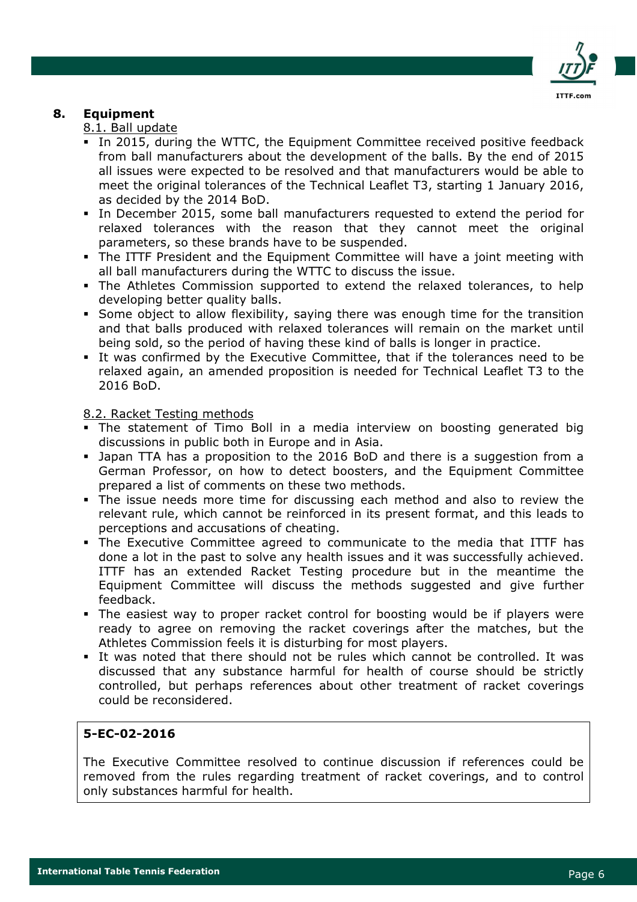## 8. Equipment

8.1. Ball update

- In 2015, during the WTTC, the Equipment Committee received positive feedback from ball manufacturers about the development of the balls. By the end of 2015 all issues were expected to be resolved and that manufacturers would be able to meet the original tolerances of the Technical Leaflet T3, starting 1 January 2016, as decided by the 2014 BoD.
- In December 2015, some ball manufacturers requested to extend the period for relaxed tolerances with the reason that they cannot meet the original parameters, so these brands have to be suspended.
- The ITTF President and the Equipment Committee will have a joint meeting with all ball manufacturers during the WTTC to discuss the issue.
- The Athletes Commission supported to extend the relaxed tolerances, to help developing better quality balls.
- Some object to allow flexibility, saying there was enough time for the transition and that balls produced with relaxed tolerances will remain on the market until being sold, so the period of having these kind of balls is longer in practice.
- It was confirmed by the Executive Committee, that if the tolerances need to be relaxed again, an amended proposition is needed for Technical Leaflet T3 to the 2016 BoD.

8.2. Racket Testing methods

- The statement of Timo Boll in a media interview on boosting generated big discussions in public both in Europe and in Asia.
- Japan TTA has a proposition to the 2016 BoD and there is a suggestion from a German Professor, on how to detect boosters, and the Equipment Committee prepared a list of comments on these two methods.
- The issue needs more time for discussing each method and also to review the relevant rule, which cannot be reinforced in its present format, and this leads to perceptions and accusations of cheating.
- The Executive Committee agreed to communicate to the media that ITTF has done a lot in the past to solve any health issues and it was successfully achieved. ITTF has an extended Racket Testing procedure but in the meantime the Equipment Committee will discuss the methods suggested and give further feedback.
- The easiest way to proper racket control for boosting would be if players were ready to agree on removing the racket coverings after the matches, but the Athletes Commission feels it is disturbing for most players.
- It was noted that there should not be rules which cannot be controlled. It was discussed that any substance harmful for health of course should be strictly controlled, but perhaps references about other treatment of racket coverings could be reconsidered.

**5-EC-02-2016**

The Executive Committee resolved to continue discussion if references could be removed from the rules regarding treatment of racket coverings, and to control only substances harmful for health.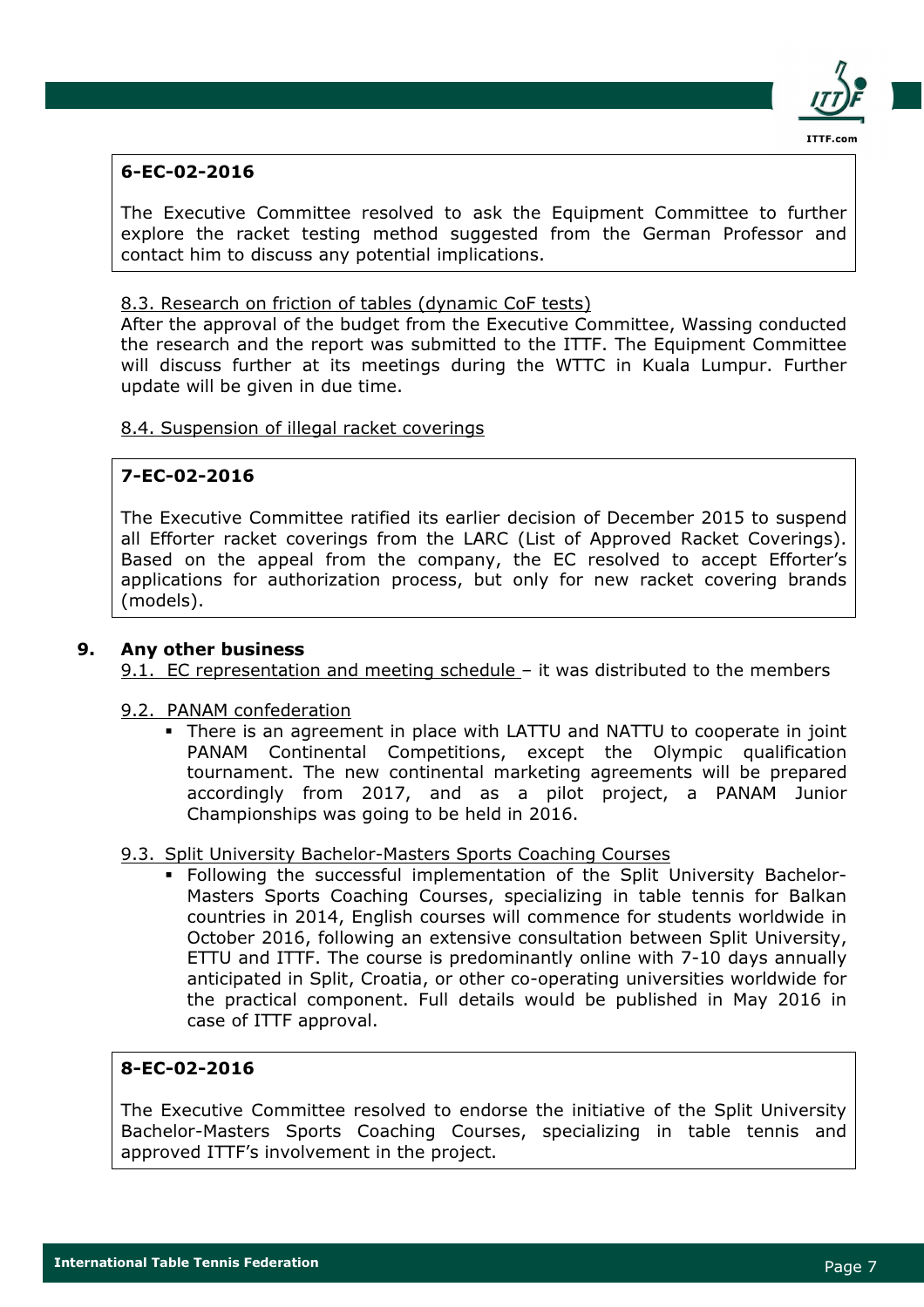**6-EC-02-2016**

The Executive Committee resolved to ask the Equipment Committee to further explore the racket testing method suggested from the German Professor and contact him to discuss any potential implications.

8.3. Research on friction of tables (dynamic CoF tests)

After the approval of the budget from the Executive Committee, Wassing conducted the research and the report was submitted to the ITTF. The Equipment Committee will discuss further at its meetings during the WTTC in Kuala Lumpur. Further update will be given in due time.

8.4. Suspension of illegal racket coverings

**7-EC-02-2016**

The Executive Committee ratified its earlier decision of December 2015 to suspend all Efforter racket coverings from the LARC (List of Approved Racket Coverings). Based on the appeal from the company, the EC resolved to accept Efforter's applications for authorization process, but only for new racket covering brands (models).

## 9. Any other business

9.1. EC representation and meeting schedule – it was distributed to the members

9.2. PANAM confederation

- There is an agreement in place with LATTU and NATTU to cooperate in joint PANAM Continental Competitions, except the Olympic qualification tournament. The new continental marketing agreements will be prepared accordingly from 2017, and as a pilot project, a PANAM Junior Championships was going to be held in 2016.

9.3. Split University Bachelor-Masters Sports Coaching Courses

- Following the successful implementation of the Split University Bachelor-Masters Sports Coaching Courses, specializing in table tennis for Balkan countries in 2014, English courses will commence for students worldwide in October 2016, following an extensive consultation between Split University, ETTU and ITTF. The course is predominantly online with 7-10 days annually anticipated in Split, Croatia, or other co-operating universities worldwide for the practical component. Full details would be published in May 2016 in case of ITTF approval.

**8-EC-02-2016**

The Executive Committee resolved to endorse the initiative of the Split University Bachelor-Masters Sports Coaching Courses, specializing in table tennis and approved ITTF's involvement in the project.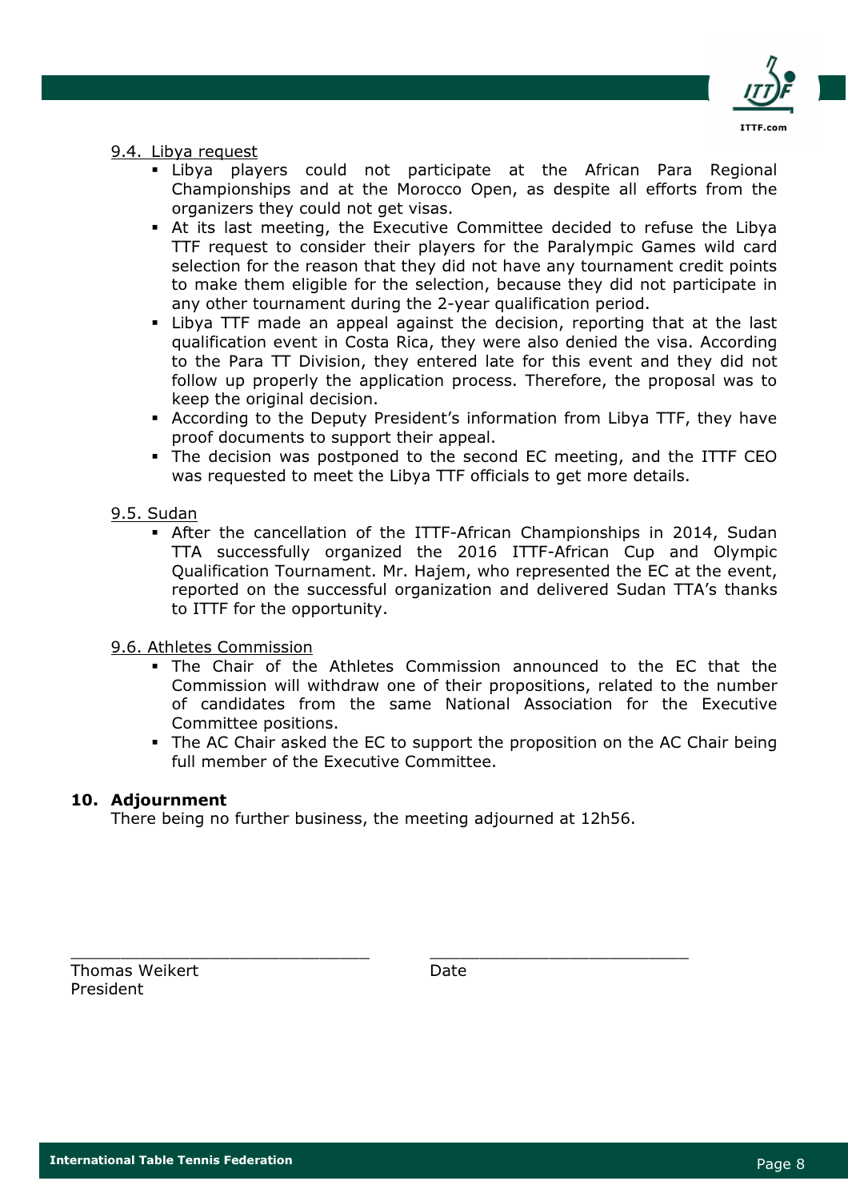### 9.4. Libya request

- Libya players could not participate at the African Para Regional Championships and at the Morocco Open, as despite all efforts from the organizers they could not get visas.
- At its last meeting, the Executive Committee decided to refuse the Libya TTF request to consider their players for the Paralympic Games wild card selection for the reason that they did not have any tournament credit points to make them eligible for the selection, because they did not participate in any other tournament during the 2-year qualification period.
- Libya TTF made an appeal against the decision, reporting that at the last qualification event in Costa Rica, they were also denied the visa. According to the Para TT Division, they entered late for this event and they did not follow up properly the application process. Therefore, the proposal was to keep the original decision.
- According to the Deputy President's information from Libya TTF, they have proof documents to support their appeal.
- The decision was postponed to the second EC meeting, and the ITTF CEO was requested to meet the Libya TTF officials to get more details.

### 9.5. Sudan

- After the cancellation of the ITTF-African Championships in 2014, Sudan TTA successfully organized the 2016 ITTF-African Cup and Olympic Qualification Tournament. Mr. Hajem, who represented the EC at the event, reported on the successful organization and delivered Sudan TTA's thanks to ITTF for the opportunity.

### 9.6. Athletes Commission

- The Chair of the Athletes Commission announced to the EC that the Commission will withdraw one of their propositions, related to the number of candidates from the same National Association for the Executive Committee positions.
- The AC Chair asked the EC to support the proposition on the AC Chair being full member of the Executive Committee.

## 10. Adjournment

There being no further business, the meeting adjourned at 12h56.

\_\_\_\_\_\_\_\_\_\_\_\_\_\_\_\_\_\_\_\_\_\_\_\_\_\_\_\_\_\_ \_\_\_\_\_\_\_\_\_\_\_\_\_\_\_\_\_\_\_\_\_\_\_\_\_\_\_

Thomas Weikert
President

Date